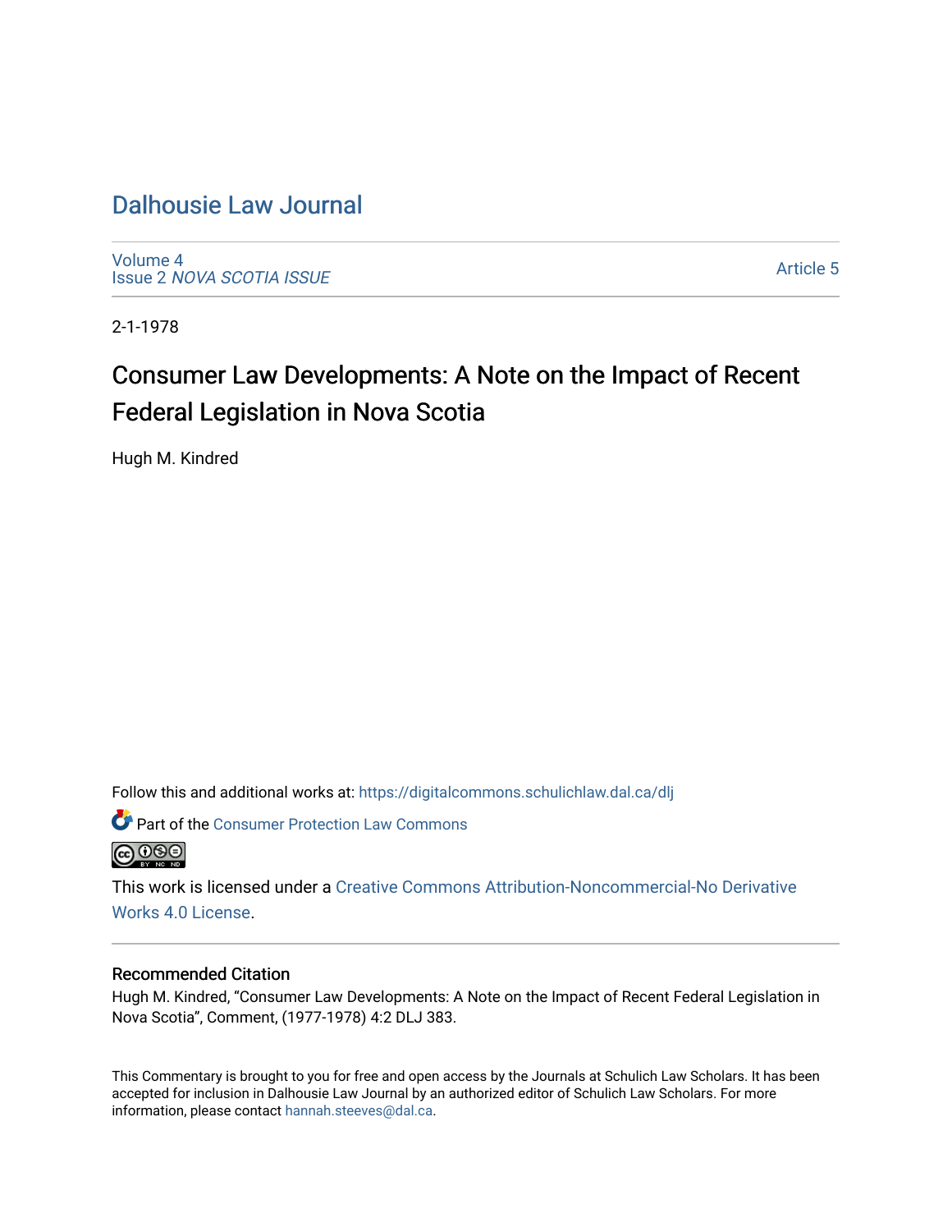# Dalhousie Law Journal

Volume 4
Issue 2 *NOVA SCOTIA ISSUE*

Article 5

2-1-1978

## Consumer Law Developments: A Note on the Impact of Recent Federal Legislation in Nova Scotia

Hugh M. Kindred

Follow this and additional works at: https://digitalcommons.schulichlaw.dal.ca/dlj

Part of the Consumer Protection Law Commons

This work is licensed under a Creative Commons Attribution-Noncommercial-No Derivative Works 4.0 License.

### Recommended Citation

Hugh M. Kindred, "Consumer Law Developments: A Note on the Impact of Recent Federal Legislation in Nova Scotia", Comment, (1977-1978) 4:2 DLJ 383.

This Commentary is brought to you for free and open access by the Journals at Schulich Law Scholars. It has been accepted for inclusion in Dalhousie Law Journal by an authorized editor of Schulich Law Scholars. For more information, please contact hannah.steeves@dal.ca.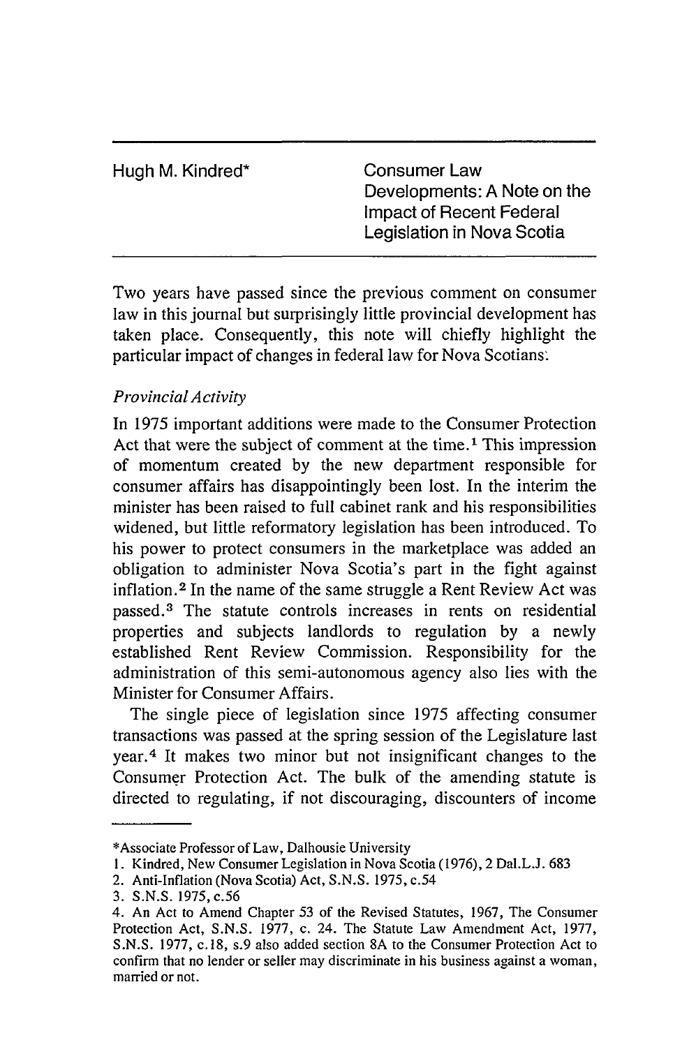Hugh M. Kindred*

# Consumer Law Developments: A Note on the Impact of Recent Federal Legislation in Nova Scotia

Two years have passed since the previous comment on consumer law in this journal but surprisingly little provincial development has taken place. Consequently, this note will chiefly highlight the particular impact of changes in federal law for Nova Scotians.

*Provincial Activity*

In 1975 important additions were made to the Consumer Protection Act that were the subject of comment at the time.[1] This impression of momentum created by the new department responsible for consumer affairs has disappointingly been lost. In the interim the minister has been raised to full cabinet rank and his responsibilities widened, but little reformatory legislation has been introduced. To his power to protect consumers in the marketplace was added an obligation to administer Nova Scotia's part in the fight against inflation.[2] In the name of the same struggle a Rent Review Act was passed.[3] The statute controls increases in rents on residential properties and subjects landlords to regulation by a newly established Rent Review Commission. Responsibility for the administration of this semi-autonomous agency also lies with the Minister for Consumer Affairs.

The single piece of legislation since 1975 affecting consumer transactions was passed at the spring session of the Legislature last year.[4] It makes two minor but not insignificant changes to the Consumer Protection Act. The bulk of the amending statute is directed to regulating, if not discouraging, discounters of income

---

*Associate Professor of Law, Dalhousie University

1. Kindred, New Consumer Legislation in Nova Scotia (1976), 2 Dal.L.J. 683
2. Anti-Inflation (Nova Scotia) Act, S.N.S. 1975, c.54
3. S.N.S. 1975, c.56
4. An Act to Amend Chapter 53 of the Revised Statutes, 1967, The Consumer Protection Act, S.N.S. 1977, c. 24. The Statute Law Amendment Act, 1977, S.N.S. 1977, c.18, s.9 also added section 8A to the Consumer Protection Act to confirm that no lender or seller may discriminate in his business against a woman, married or not.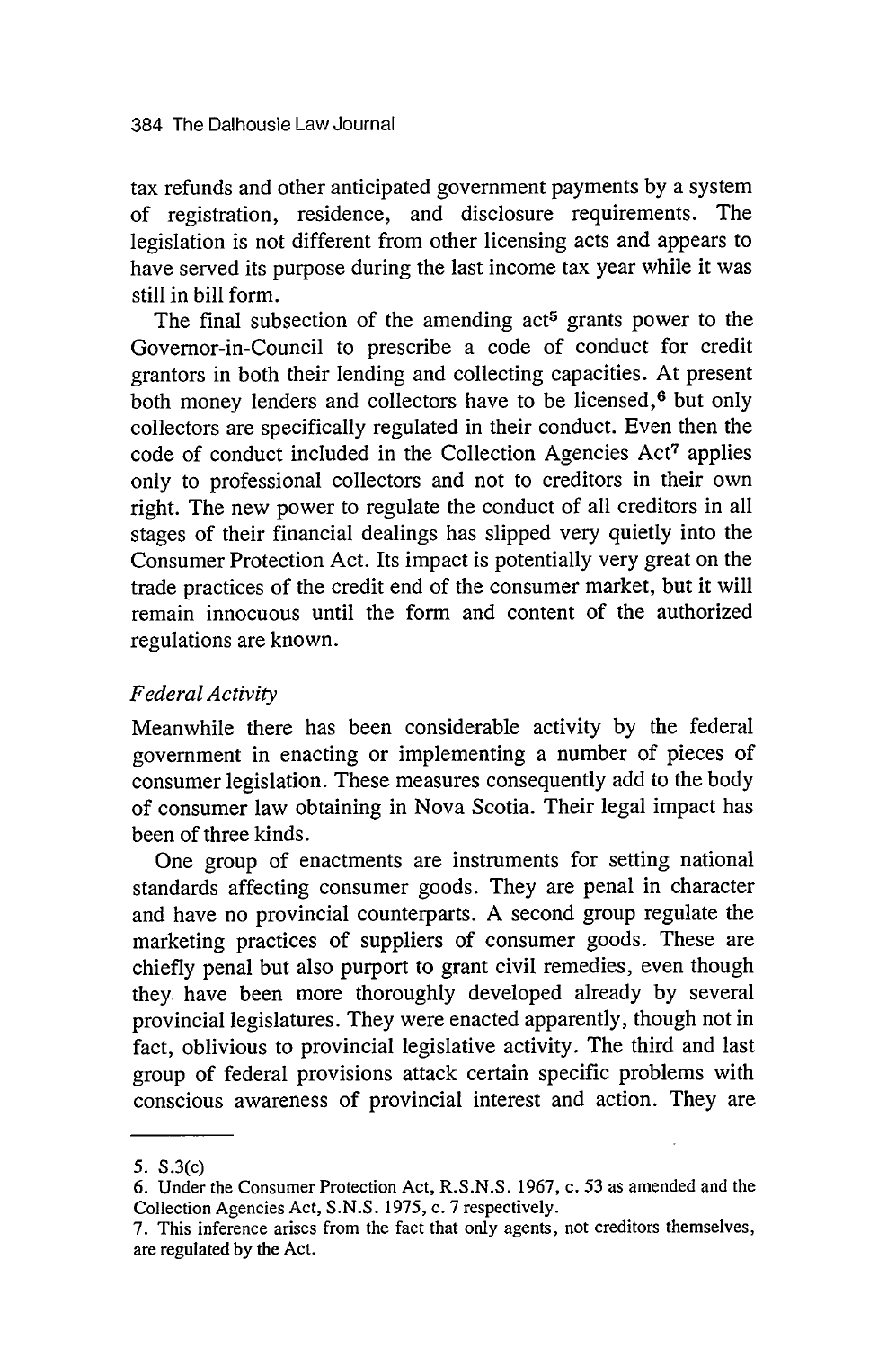tax refunds and other anticipated government payments by a system of registration, residence, and disclosure requirements. The legislation is not different from other licensing acts and appears to have served its purpose during the last income tax year while it was still in bill form.

The final subsection of the amending act[5] grants power to the Governor-in-Council to prescribe a code of conduct for credit grantors in both their lending and collecting capacities. At present both money lenders and collectors have to be licensed,[6] but only collectors are specifically regulated in their conduct. Even then the code of conduct included in the Collection Agencies Act[7] applies only to professional collectors and not to creditors in their own right. The new power to regulate the conduct of all creditors in all stages of their financial dealings has slipped very quietly into the Consumer Protection Act. Its impact is potentially very great on the trade practices of the credit end of the consumer market, but it will remain innocuous until the form and content of the authorized regulations are known.

### *Federal Activity*

Meanwhile there has been considerable activity by the federal government in enacting or implementing a number of pieces of consumer legislation. These measures consequently add to the body of consumer law obtaining in Nova Scotia. Their legal impact has been of three kinds.

One group of enactments are instruments for setting national standards affecting consumer goods. They are penal in character and have no provincial counterparts. A second group regulate the marketing practices of suppliers of consumer goods. These are chiefly penal but also purport to grant civil remedies, even though they have been more thoroughly developed already by several provincial legislatures. They were enacted apparently, though not in fact, oblivious to provincial legislative activity. The third and last group of federal provisions attack certain specific problems with conscious awareness of provincial interest and action. They are

---

5. S.3(c)

6. Under the Consumer Protection Act, R.S.N.S. 1967, c. 53 as amended and the Collection Agencies Act, S.N.S. 1975, c. 7 respectively.

7. This inference arises from the fact that only agents, not creditors themselves, are regulated by the Act.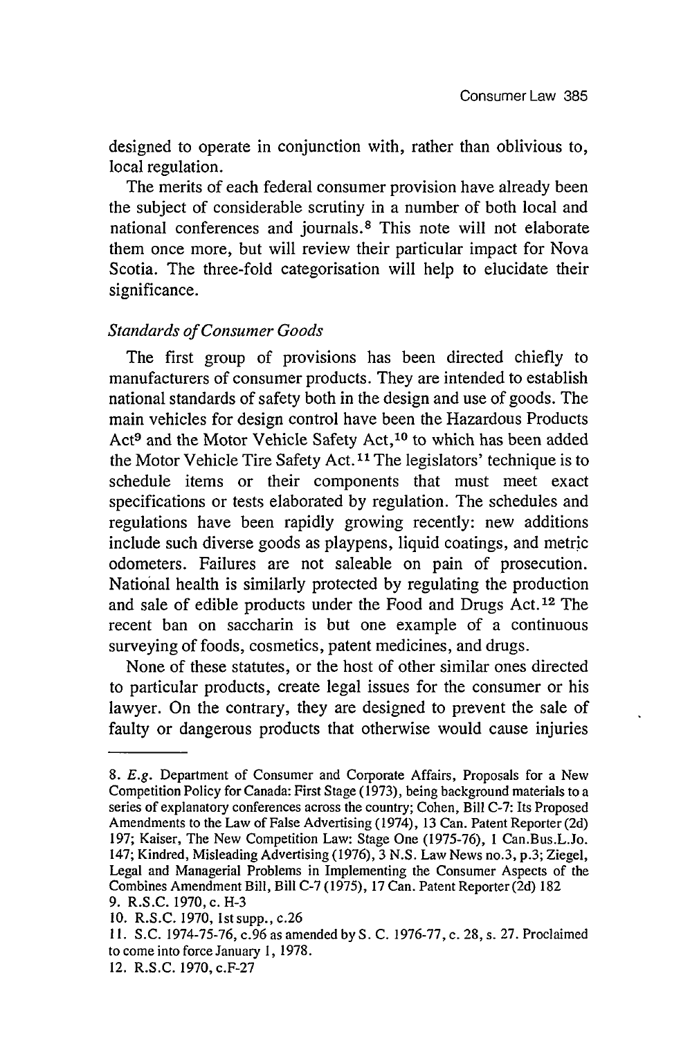designed to operate in conjunction with, rather than oblivious to, local regulation.

The merits of each federal consumer provision have already been the subject of considerable scrutiny in a number of both local and national conferences and journals.[8] This note will not elaborate them once more, but will review their particular impact for Nova Scotia. The three-fold categorisation will help to elucidate their significance.

### *Standards of Consumer Goods*

The first group of provisions has been directed chiefly to manufacturers of consumer products. They are intended to establish national standards of safety both in the design and use of goods. The main vehicles for design control have been the Hazardous Products Act[9] and the Motor Vehicle Safety Act,[10] to which has been added the Motor Vehicle Tire Safety Act.[11] The legislators' technique is to schedule items or their components that must meet exact specifications or tests elaborated by regulation. The schedules and regulations have been rapidly growing recently: new additions include such diverse goods as playpens, liquid coatings, and metric odometers. Failures are not saleable on pain of prosecution. National health is similarly protected by regulating the production and sale of edible products under the Food and Drugs Act.[12] The recent ban on saccharin is but one example of a continuous surveying of foods, cosmetics, patent medicines, and drugs.

None of these statutes, or the host of other similar ones directed to particular products, create legal issues for the consumer or his lawyer. On the contrary, they are designed to prevent the sale of faulty or dangerous products that otherwise would cause injuries

---

8. *E.g.* Department of Consumer and Corporate Affairs, Proposals for a New Competition Policy for Canada: First Stage (1973), being background materials to a series of explanatory conferences across the country; Cohen, Bill C-7: Its Proposed Amendments to the Law of False Advertising (1974), 13 Can. Patent Reporter (2d) 197; Kaiser, The New Competition Law: Stage One (1975-76), 1 Can.Bus.L.Jo. 147; Kindred, Misleading Advertising (1976), 3 N.S. Law News no.3, p.3; Ziegel, Legal and Managerial Problems in Implementing the Consumer Aspects of the Combines Amendment Bill, Bill C-7 (1975), 17 Can. Patent Reporter (2d) 182
9. R.S.C. 1970, c. H-3
10. R.S.C. 1970, 1st supp., c.26
11. S.C. 1974-75-76, c.96 as amended by S. C. 1976-77, c. 28, s. 27. Proclaimed to come into force January 1, 1978.
12. R.S.C. 1970, c.F-27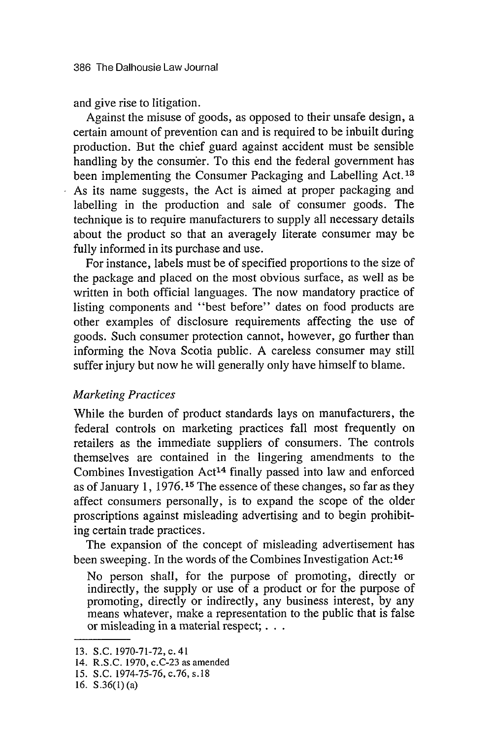and give rise to litigation.

Against the misuse of goods, as opposed to their unsafe design, a certain amount of prevention can and is required to be inbuilt during production. But the chief guard against accident must be sensible handling by the consumer. To this end the federal government has been implementing the Consumer Packaging and Labelling Act.[13] As its name suggests, the Act is aimed at proper packaging and labelling in the production and sale of consumer goods. The technique is to require manufacturers to supply all necessary details about the product so that an averagely literate consumer may be fully informed in its purchase and use.

For instance, labels must be of specified proportions to the size of the package and placed on the most obvious surface, as well as be written in both official languages. The now mandatory practice of listing components and "best before" dates on food products are other examples of disclosure requirements affecting the use of goods. Such consumer protection cannot, however, go further than informing the Nova Scotia public. A careless consumer may still suffer injury but now he will generally only have himself to blame.

*Marketing Practices*

While the burden of product standards lays on manufacturers, the federal controls on marketing practices fall most frequently on retailers as the immediate suppliers of consumers. The controls themselves are contained in the lingering amendments to the Combines Investigation Act[14] finally passed into law and enforced as of January 1, 1976.[15] The essence of these changes, so far as they affect consumers personally, is to expand the scope of the older proscriptions against misleading advertising and to begin prohibiting certain trade practices.

The expansion of the concept of misleading advertisement has been sweeping. In the words of the Combines Investigation Act:[16]

> No person shall, for the purpose of promoting, directly or indirectly, the supply or use of a product or for the purpose of promoting, directly or indirectly, any business interest, by any means whatever, make a representation to the public that is false or misleading in a material respect; . . .

---

13. S.C. 1970-71-72, c. 41
14. R.S.C. 1970, c.C-23 as amended
15. S.C. 1974-75-76, c.76, s.18
16. S.36(1) (a)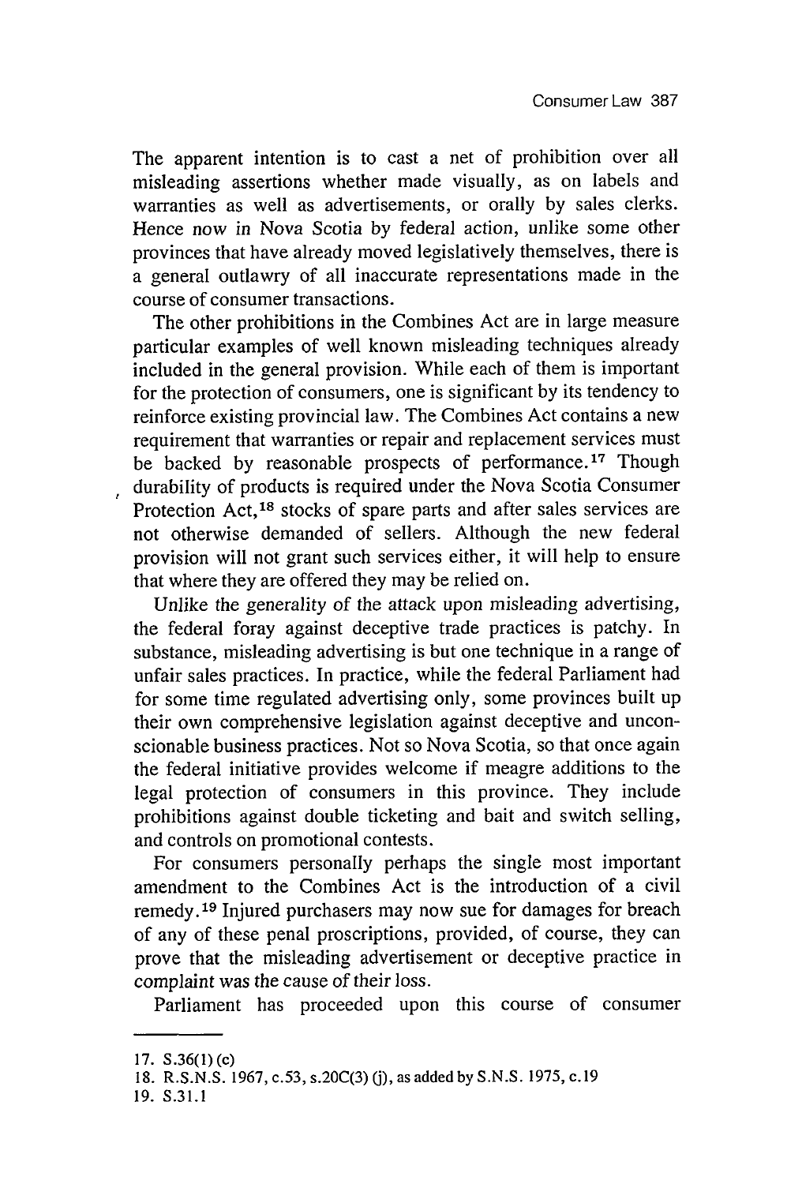The apparent intention is to cast a net of prohibition over all misleading assertions whether made visually, as on labels and warranties as well as advertisements, or orally by sales clerks. Hence now in Nova Scotia by federal action, unlike some other provinces that have already moved legislatively themselves, there is a general outlawry of all inaccurate representations made in the course of consumer transactions.

The other prohibitions in the Combines Act are in large measure particular examples of well known misleading techniques already included in the general provision. While each of them is important for the protection of consumers, one is significant by its tendency to reinforce existing provincial law. The Combines Act contains a new requirement that warranties or repair and replacement services must be backed by reasonable prospects of performance.[17] Though durability of products is required under the Nova Scotia Consumer Protection Act,[18] stocks of spare parts and after sales services are not otherwise demanded of sellers. Although the new federal provision will not grant such services either, it will help to ensure that where they are offered they may be relied on.

Unlike the generality of the attack upon misleading advertising, the federal foray against deceptive trade practices is patchy. In substance, misleading advertising is but one technique in a range of unfair sales practices. In practice, while the federal Parliament had for some time regulated advertising only, some provinces built up their own comprehensive legislation against deceptive and unconscionable business practices. Not so Nova Scotia, so that once again the federal initiative provides welcome if meagre additions to the legal protection of consumers in this province. They include prohibitions against double ticketing and bait and switch selling, and controls on promotional contests.

For consumers personally perhaps the single most important amendment to the Combines Act is the introduction of a civil remedy.[19] Injured purchasers may now sue for damages for breach of any of these penal proscriptions, provided, of course, they can prove that the misleading advertisement or deceptive practice in complaint was the cause of their loss.

Parliament has proceeded upon this course of consumer

---

17. S.36(1) (c)
18. R.S.N.S. 1967, c.53, s.20C(3) (j), as added by S.N.S. 1975, c.19
19. S.31.1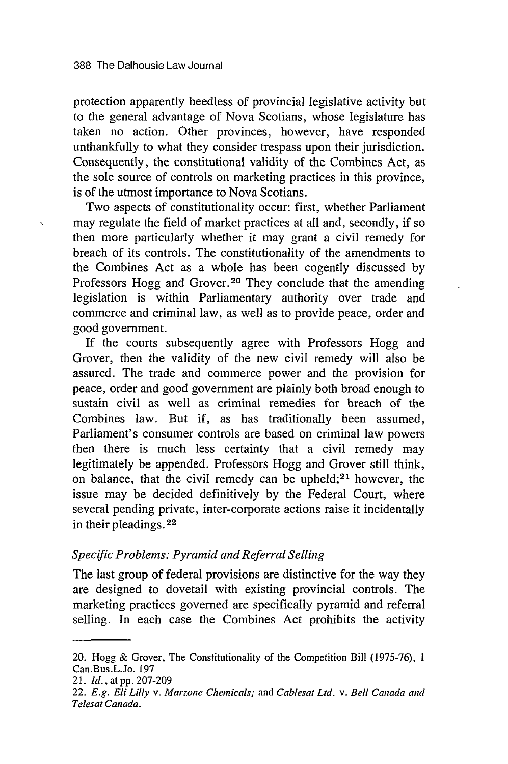protection apparently heedless of provincial legislative activity but to the general advantage of Nova Scotians, whose legislature has taken no action. Other provinces, however, have responded unthankfully to what they consider trespass upon their jurisdiction. Consequently, the constitutional validity of the Combines Act, as the sole source of controls on marketing practices in this province, is of the utmost importance to Nova Scotians.

Two aspects of constitutionality occur: first, whether Parliament may regulate the field of market practices at all and, secondly, if so then more particularly whether it may grant a civil remedy for breach of its controls. The constitutionality of the amendments to the Combines Act as a whole has been cogently discussed by Professors Hogg and Grover.[20] They conclude that the amending legislation is within Parliamentary authority over trade and commerce and criminal law, as well as to provide peace, order and good government.

If the courts subsequently agree with Professors Hogg and Grover, then the validity of the new civil remedy will also be assured. The trade and commerce power and the provision for peace, order and good government are plainly both broad enough to sustain civil as well as criminal remedies for breach of the Combines law. But if, as has traditionally been assumed, Parliament's consumer controls are based on criminal law powers then there is much less certainty that a civil remedy may legitimately be appended. Professors Hogg and Grover still think, on balance, that the civil remedy can be upheld;[21] however, the issue may be decided definitively by the Federal Court, where several pending private, inter-corporate actions raise it incidentally in their pleadings.[22]

### *Specific Problems: Pyramid and Referral Selling*

The last group of federal provisions are distinctive for the way they are designed to dovetail with existing provincial controls. The marketing practices governed are specifically pyramid and referral selling. In each case the Combines Act prohibits the activity

---

20. Hogg & Grover, The Constitutionality of the Competition Bill (1975-76), 1 Can.Bus.L.Jo. 197

21. *Id.*, at pp. 207-209

22. *E.g. Eli Lilly* v. *Marzone Chemicals;* and *Cablesat Ltd.* v. *Bell Canada and Telesat Canada.*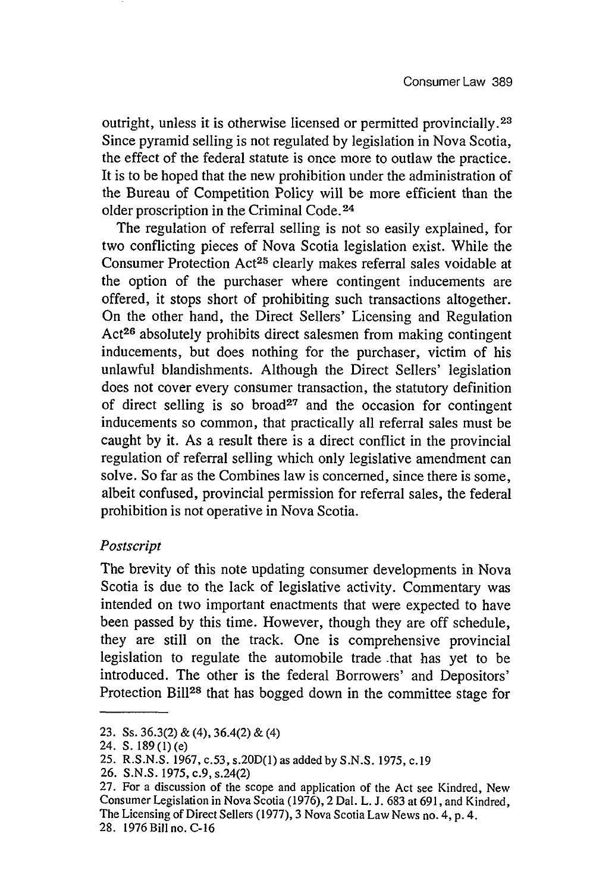outright, unless it is otherwise licensed or permitted provincially.[23] Since pyramid selling is not regulated by legislation in Nova Scotia, the effect of the federal statute is once more to outlaw the practice. It is to be hoped that the new prohibition under the administration of the Bureau of Competition Policy will be more efficient than the older proscription in the Criminal Code.[24]

The regulation of referral selling is not so easily explained, for two conflicting pieces of Nova Scotia legislation exist. While the Consumer Protection Act[25] clearly makes referral sales voidable at the option of the purchaser where contingent inducements are offered, it stops short of prohibiting such transactions altogether. On the other hand, the Direct Sellers' Licensing and Regulation Act[26] absolutely prohibits direct salesmen from making contingent inducements, but does nothing for the purchaser, victim of his unlawful blandishments. Although the Direct Sellers' legislation does not cover every consumer transaction, the statutory definition of direct selling is so broad[27] and the occasion for contingent inducements so common, that practically all referral sales must be caught by it. As a result there is a direct conflict in the provincial regulation of referral selling which only legislative amendment can solve. So far as the Combines law is concerned, since there is some, albeit confused, provincial permission for referral sales, the federal prohibition is not operative in Nova Scotia.

### *Postscript*

The brevity of this note updating consumer developments in Nova Scotia is due to the lack of legislative activity. Commentary was intended on two important enactments that were expected to have been passed by this time. However, though they are off schedule, they are still on the track. One is comprehensive provincial legislation to regulate the automobile trade that has yet to be introduced. The other is the federal Borrowers' and Depositors' Protection Bill[28] that has bogged down in the committee stage for

---

23. Ss. 36.3(2) & (4), 36.4(2) & (4)
24. S. 189 (1) (e)
25. R.S.N.S. 1967, c.53, s.20D(1) as added by S.N.S. 1975, c.19
26. S.N.S. 1975, c.9, s.24(2)
27. For a discussion of the scope and application of the Act see Kindred, New Consumer Legislation in Nova Scotia (1976), 2 Dal. L. J. 683 at 691, and Kindred, The Licensing of Direct Sellers (1977), 3 Nova Scotia Law News no. 4, p. 4.
28. 1976 Bill no. C-16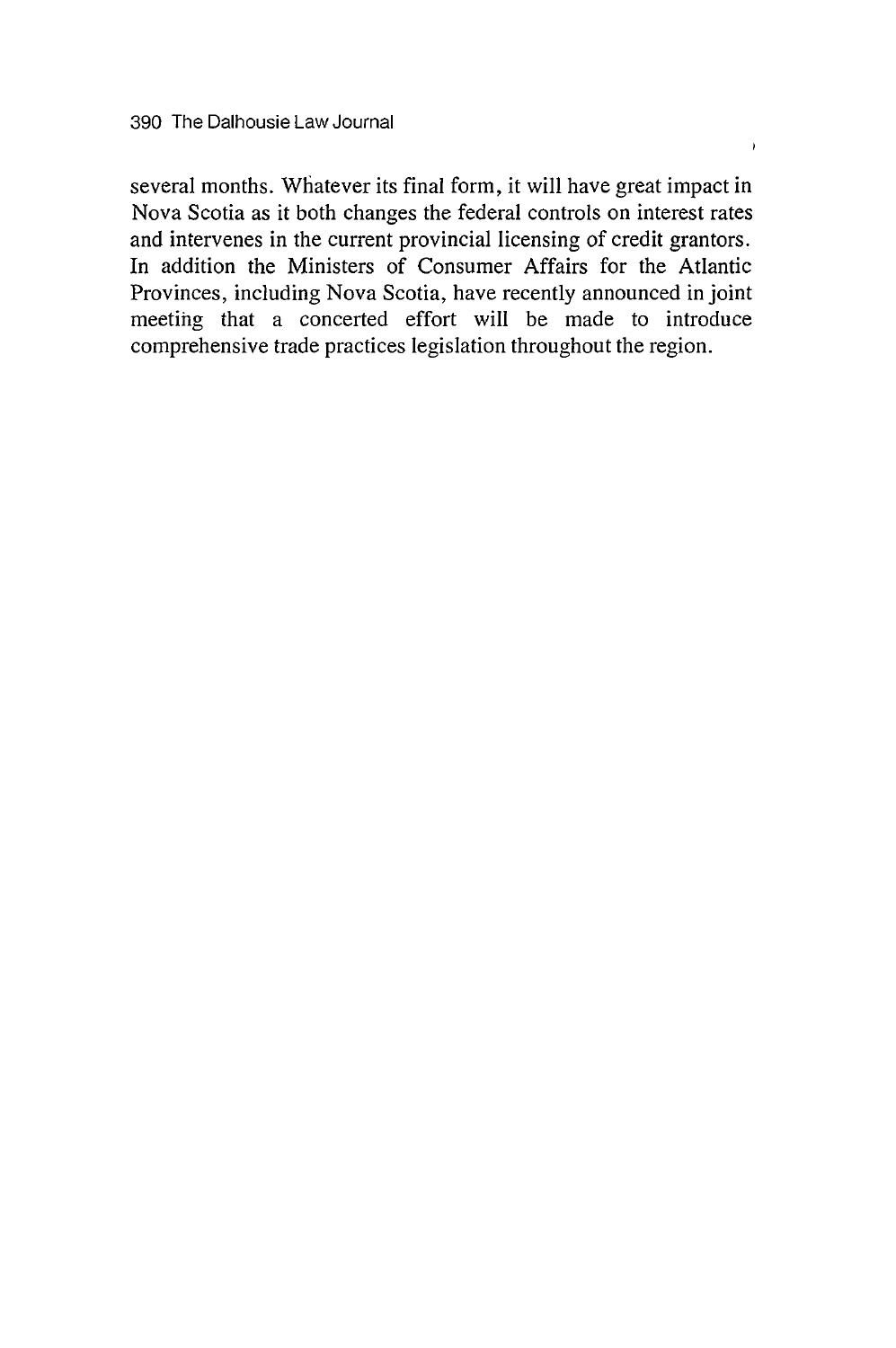several months. Whatever its final form, it will have great impact in Nova Scotia as it both changes the federal controls on interest rates and intervenes in the current provincial licensing of credit grantors. In addition the Ministers of Consumer Affairs for the Atlantic Provinces, including Nova Scotia, have recently announced in joint meeting that a concerted effort will be made to introduce comprehensive trade practices legislation throughout the region.